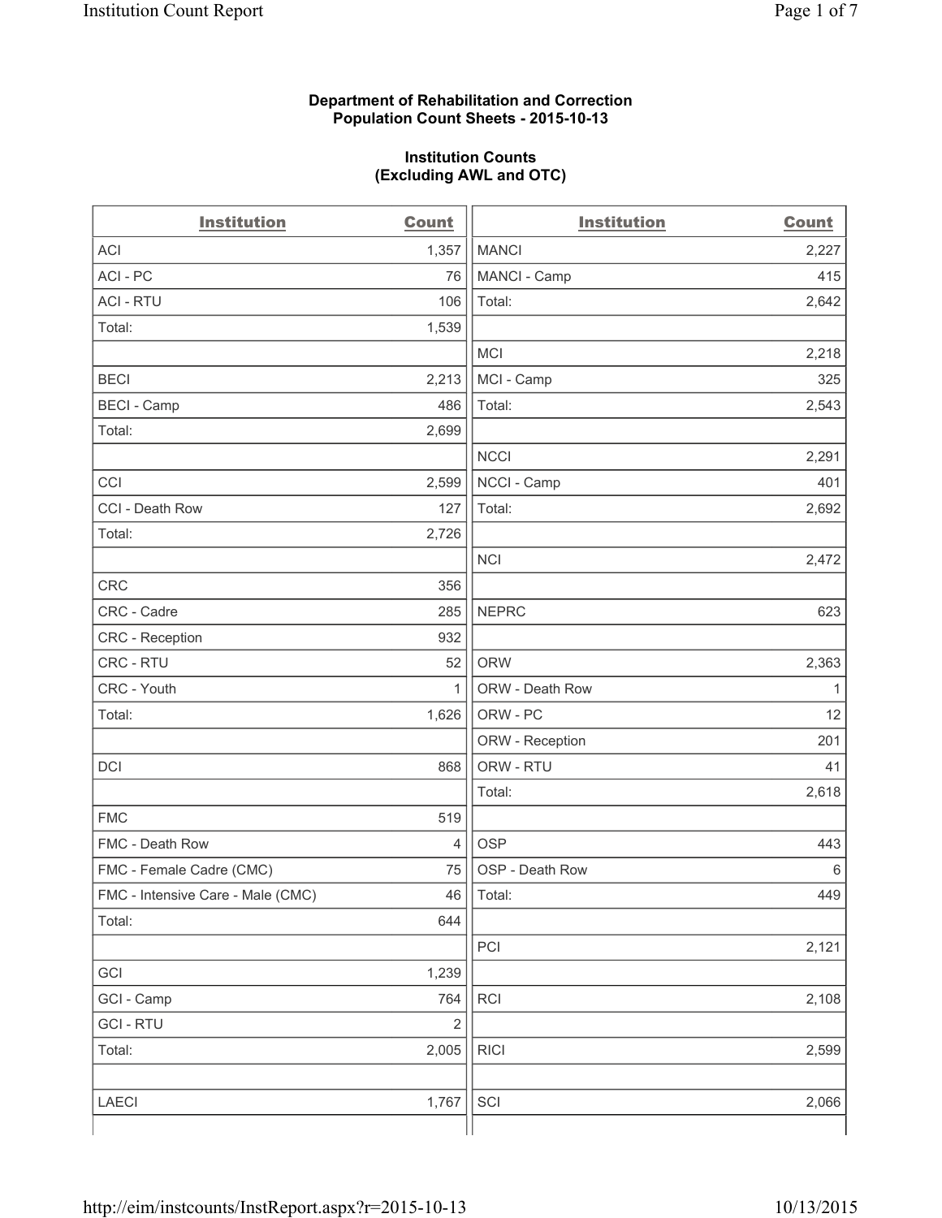**Department of Rehabilitation and Correction**
**Population Count Sheets - 2015-10-13**

**Institution Counts**
**(Excluding AWL and OTC)**

| Institution | Count |
|---|---|
| ACI | 1,357 |
| ACI - PC | 76 |
| ACI - RTU | 106 |
| Total: | 1,539 |
| | |
| BECI | 2,213 |
| BECI - Camp | 486 |
| Total: | 2,699 |
| | |
| CCI | 2,599 |
| CCI - Death Row | 127 |
| Total: | 2,726 |
| | |
| CRC | 356 |
| CRC - Cadre | 285 |
| CRC - Reception | 932 |
| CRC - RTU | 52 |
| CRC - Youth | 1 |
| Total: | 1,626 |
| | |
| DCI | 868 |
| | |
| FMC | 519 |
| FMC - Death Row | 4 |
| FMC - Female Cadre (CMC) | 75 |
| FMC - Intensive Care - Male (CMC) | 46 |
| Total: | 644 |
| | |
| GCI | 1,239 |
| GCI - Camp | 764 |
| GCI - RTU | 2 |
| Total: | 2,005 |
| | |
| LAECI | 1,767 |

| Institution | Count |
|---|---|
| MANCI | 2,227 |
| MANCI - Camp | 415 |
| Total: | 2,642 |
| | |
| MCI | 2,218 |
| MCI - Camp | 325 |
| Total: | 2,543 |
| | |
| NCCI | 2,291 |
| NCCI - Camp | 401 |
| Total: | 2,692 |
| | |
| NCI | 2,472 |
| | |
| NEPRC | 623 |
| | |
| ORW | 2,363 |
| ORW - Death Row | 1 |
| ORW - PC | 12 |
| ORW - Reception | 201 |
| ORW - RTU | 41 |
| Total: | 2,618 |
| | |
| OSP | 443 |
| OSP - Death Row | 6 |
| Total: | 449 |
| | |
| PCI | 2,121 |
| | |
| RCI | 2,108 |
| | |
| RICI | 2,599 |
| | |
| SCI | 2,066 |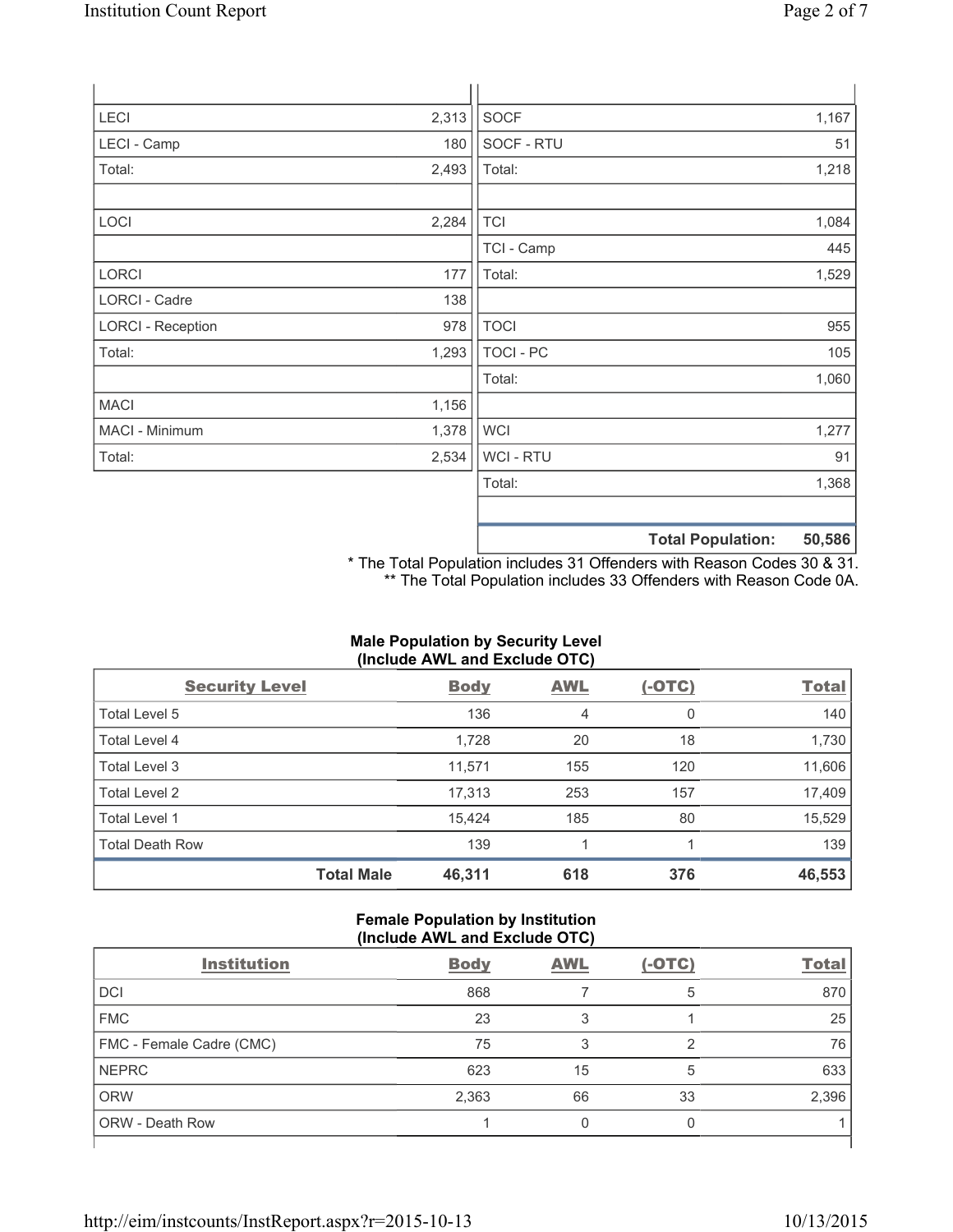| | | | |
|---|---|---|---|
| LECI | 2,313 | SOCF | 1,167 |
| LECI - Camp | 180 | SOCF - RTU | 51 |
| Total: | 2,493 | Total: | 1,218 |
| | | | |
| LOCI | 2,284 | TCI | 1,084 |
| | | TCI - Camp | 445 |
| LORCI | 177 | Total: | 1,529 |
| LORCI - Cadre | 138 | | |
| LORCI - Reception | 978 | TOCI | 955 |
| Total: | 1,293 | TOCI - PC | 105 |
| | | Total: | 1,060 |
| MACI | 1,156 | | |
| MACI - Minimum | 1,378 | WCI | 1,277 |
| Total: | 2,534 | WCI - RTU | 91 |
| | | Total: | 1,368 |
| | | | |
| | | **Total Population:** | **50,586** |

\* The Total Population includes 31 Offenders with Reason Codes 30 & 31.
\*\* The Total Population includes 33 Offenders with Reason Code 0A.

**Male Population by Security Level (Include AWL and Exclude OTC)**

| Security Level | Body | AWL | (-OTC) | Total |
|---|---|---|---|---|
| Total Level 5 | 136 | 4 | 0 | 140 |
| Total Level 4 | 1,728 | 20 | 18 | 1,730 |
| Total Level 3 | 11,571 | 155 | 120 | 11,606 |
| Total Level 2 | 17,313 | 253 | 157 | 17,409 |
| Total Level 1 | 15,424 | 185 | 80 | 15,529 |
| Total Death Row | 139 | 1 | 1 | 139 |
| **Total Male** | **46,311** | **618** | **376** | **46,553** |

**Female Population by Institution (Include AWL and Exclude OTC)**

| Institution | Body | AWL | (-OTC) | Total |
|---|---|---|---|---|
| DCI | 868 | 7 | 5 | 870 |
| FMC | 23 | 3 | 1 | 25 |
| FMC - Female Cadre (CMC) | 75 | 3 | 2 | 76 |
| NEPRC | 623 | 15 | 5 | 633 |
| ORW | 2,363 | 66 | 33 | 2,396 |
| ORW - Death Row | 1 | 0 | 0 | 1 |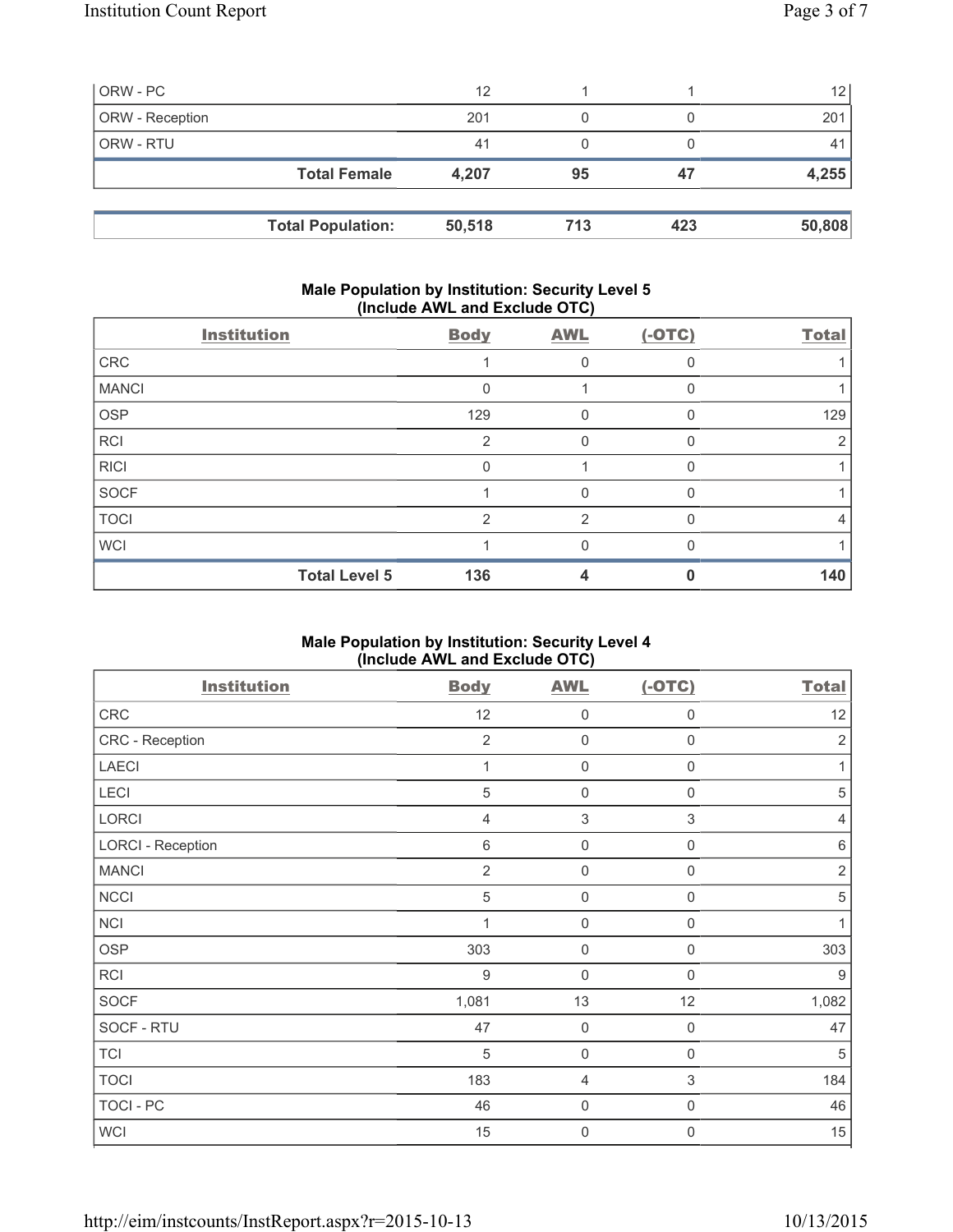| | | | | |
|---|---|---|---|---|
| ORW - PC | 12 | 1 | 1 | 12 |
| ORW - Reception | 201 | 0 | 0 | 201 |
| ORW - RTU | 41 | 0 | 0 | 41 |
| **Total Female** | **4,207** | **95** | **47** | **4,255** |
| | | | | |
| **Total Population:** | **50,518** | **713** | **423** | **50,808** |

**Male Population by Institution: Security Level 5 (Include AWL and Exclude OTC)**

| Institution | Body | AWL | (-OTC) | Total |
|---|---|---|---|---|
| CRC | 1 | 0 | 0 | 1 |
| MANCI | 0 | 1 | 0 | 1 |
| OSP | 129 | 0 | 0 | 129 |
| RCI | 2 | 0 | 0 | 2 |
| RICI | 0 | 1 | 0 | 1 |
| SOCF | 1 | 0 | 0 | 1 |
| TOCI | 2 | 2 | 0 | 4 |
| WCI | 1 | 0 | 0 | 1 |
| **Total Level 5** | **136** | **4** | **0** | **140** |

**Male Population by Institution: Security Level 4 (Include AWL and Exclude OTC)**

| Institution | Body | AWL | (-OTC) | Total |
|---|---|---|---|---|
| CRC | 12 | 0 | 0 | 12 |
| CRC - Reception | 2 | 0 | 0 | 2 |
| LAECI | 1 | 0 | 0 | 1 |
| LECI | 5 | 0 | 0 | 5 |
| LORCI | 4 | 3 | 3 | 4 |
| LORCI - Reception | 6 | 0 | 0 | 6 |
| MANCI | 2 | 0 | 0 | 2 |
| NCCI | 5 | 0 | 0 | 5 |
| NCI | 1 | 0 | 0 | 1 |
| OSP | 303 | 0 | 0 | 303 |
| RCI | 9 | 0 | 0 | 9 |
| SOCF | 1,081 | 13 | 12 | 1,082 |
| SOCF - RTU | 47 | 0 | 0 | 47 |
| TCI | 5 | 0 | 0 | 5 |
| TOCI | 183 | 4 | 3 | 184 |
| TOCI - PC | 46 | 0 | 0 | 46 |
| WCI | 15 | 0 | 0 | 15 |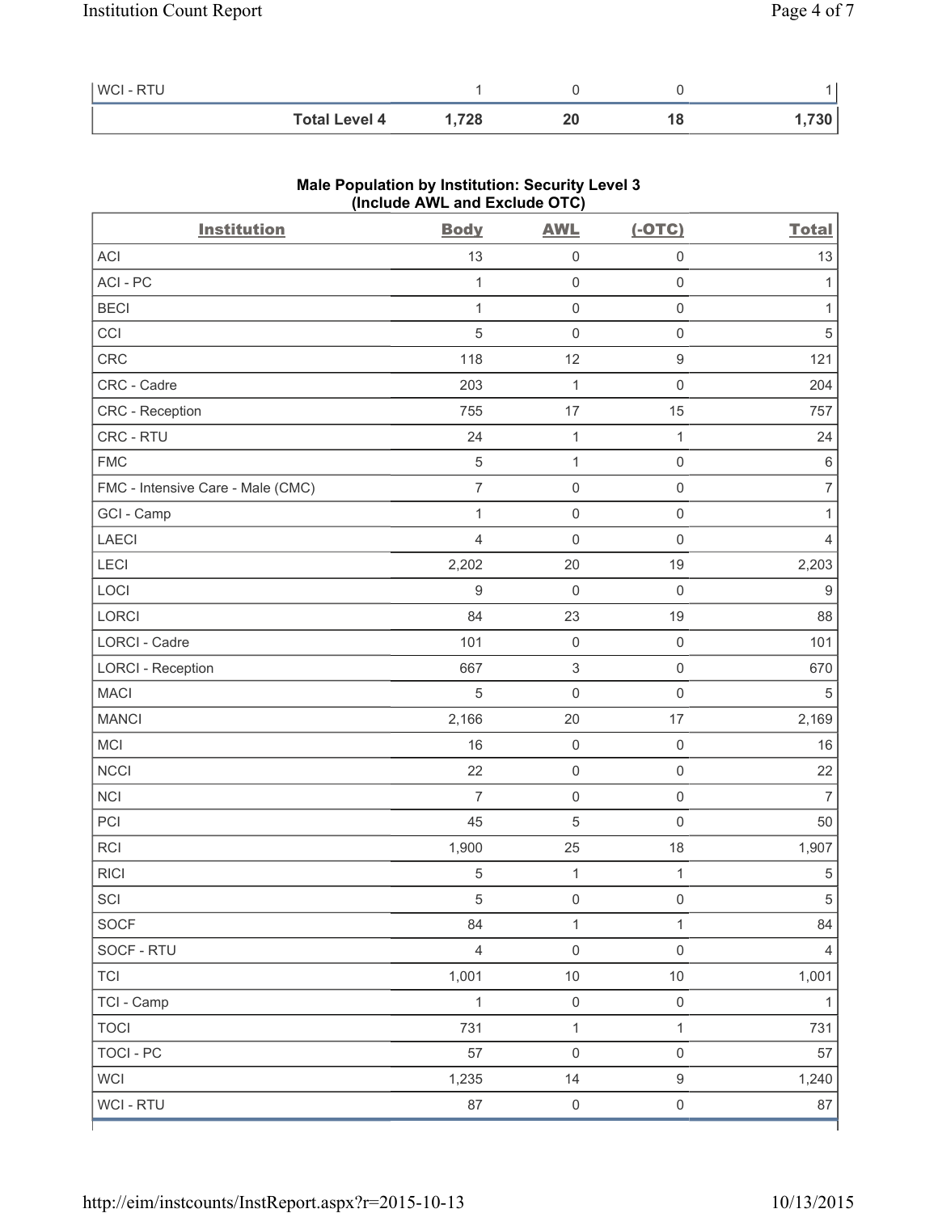| | | | | |
|---|---|---|---|---|
| WCI - RTU | 1 | 0 | 0 | 1 |
| **Total Level 4** | **1,728** | **20** | **18** | **1,730** |

**Male Population by Institution: Security Level 3**
**(Include AWL and Exclude OTC)**

| Institution | Body | AWL | (-OTC) | Total |
|---|---|---|---|---|
| ACI | 13 | 0 | 0 | 13 |
| ACI - PC | 1 | 0 | 0 | 1 |
| BECI | 1 | 0 | 0 | 1 |
| CCI | 5 | 0 | 0 | 5 |
| CRC | 118 | 12 | 9 | 121 |
| CRC - Cadre | 203 | 1 | 0 | 204 |
| CRC - Reception | 755 | 17 | 15 | 757 |
| CRC - RTU | 24 | 1 | 1 | 24 |
| FMC | 5 | 1 | 0 | 6 |
| FMC - Intensive Care - Male (CMC) | 7 | 0 | 0 | 7 |
| GCI - Camp | 1 | 0 | 0 | 1 |
| LAECI | 4 | 0 | 0 | 4 |
| LECI | 2,202 | 20 | 19 | 2,203 |
| LOCI | 9 | 0 | 0 | 9 |
| LORCI | 84 | 23 | 19 | 88 |
| LORCI - Cadre | 101 | 0 | 0 | 101 |
| LORCI - Reception | 667 | 3 | 0 | 670 |
| MACI | 5 | 0 | 0 | 5 |
| MANCI | 2,166 | 20 | 17 | 2,169 |
| MCI | 16 | 0 | 0 | 16 |
| NCCI | 22 | 0 | 0 | 22 |
| NCI | 7 | 0 | 0 | 7 |
| PCI | 45 | 5 | 0 | 50 |
| RCI | 1,900 | 25 | 18 | 1,907 |
| RICI | 5 | 1 | 1 | 5 |
| SCI | 5 | 0 | 0 | 5 |
| SOCF | 84 | 1 | 1 | 84 |
| SOCF - RTU | 4 | 0 | 0 | 4 |
| TCI | 1,001 | 10 | 10 | 1,001 |
| TCI - Camp | 1 | 0 | 0 | 1 |
| TOCI | 731 | 1 | 1 | 731 |
| TOCI - PC | 57 | 0 | 0 | 57 |
| WCI | 1,235 | 14 | 9 | 1,240 |
| WCI - RTU | 87 | 0 | 0 | 87 |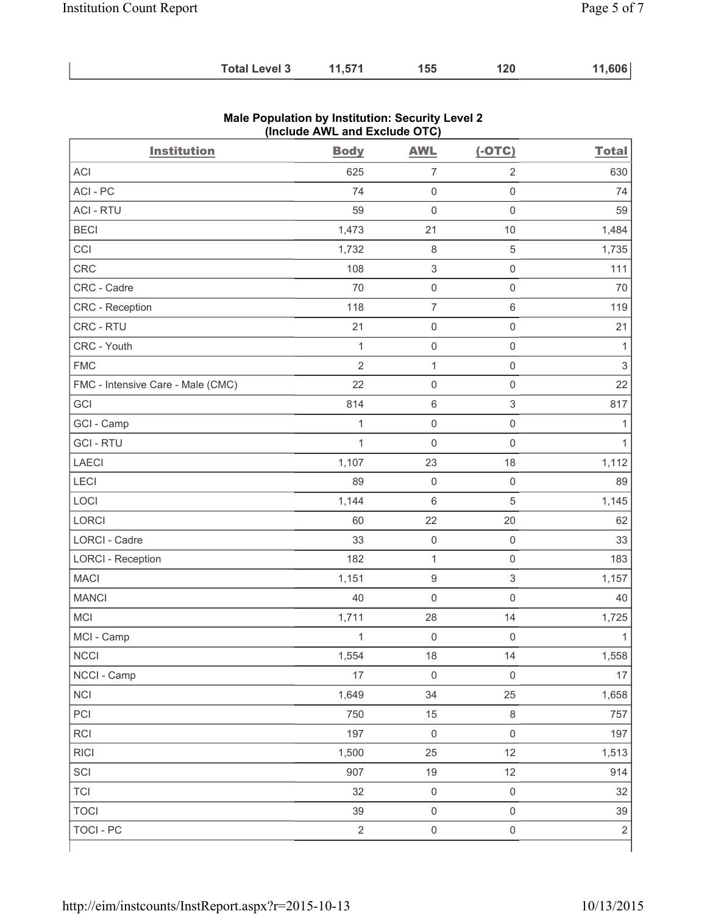| | Total Level 3 | 11,571 | 155 | 120 | 11,606 |
|---|---|---|---|---|---|

**Male Population by Institution: Security Level 2 (Include AWL and Exclude OTC)**

| Institution | Body | AWL | (-OTC) | Total |
|---|---|---|---|---|
| ACI | 625 | 7 | 2 | 630 |
| ACI - PC | 74 | 0 | 0 | 74 |
| ACI - RTU | 59 | 0 | 0 | 59 |
| BECI | 1,473 | 21 | 10 | 1,484 |
| CCI | 1,732 | 8 | 5 | 1,735 |
| CRC | 108 | 3 | 0 | 111 |
| CRC - Cadre | 70 | 0 | 0 | 70 |
| CRC - Reception | 118 | 7 | 6 | 119 |
| CRC - RTU | 21 | 0 | 0 | 21 |
| CRC - Youth | 1 | 0 | 0 | 1 |
| FMC | 2 | 1 | 0 | 3 |
| FMC - Intensive Care - Male (CMC) | 22 | 0 | 0 | 22 |
| GCI | 814 | 6 | 3 | 817 |
| GCI - Camp | 1 | 0 | 0 | 1 |
| GCI - RTU | 1 | 0 | 0 | 1 |
| LAECI | 1,107 | 23 | 18 | 1,112 |
| LECI | 89 | 0 | 0 | 89 |
| LOCI | 1,144 | 6 | 5 | 1,145 |
| LORCI | 60 | 22 | 20 | 62 |
| LORCI - Cadre | 33 | 0 | 0 | 33 |
| LORCI - Reception | 182 | 1 | 0 | 183 |
| MACI | 1,151 | 9 | 3 | 1,157 |
| MANCI | 40 | 0 | 0 | 40 |
| MCI | 1,711 | 28 | 14 | 1,725 |
| MCI - Camp | 1 | 0 | 0 | 1 |
| NCCI | 1,554 | 18 | 14 | 1,558 |
| NCCI - Camp | 17 | 0 | 0 | 17 |
| NCI | 1,649 | 34 | 25 | 1,658 |
| PCI | 750 | 15 | 8 | 757 |
| RCI | 197 | 0 | 0 | 197 |
| RICI | 1,500 | 25 | 12 | 1,513 |
| SCI | 907 | 19 | 12 | 914 |
| TCI | 32 | 0 | 0 | 32 |
| TOCI | 39 | 0 | 0 | 39 |
| TOCI - PC | 2 | 0 | 0 | 2 |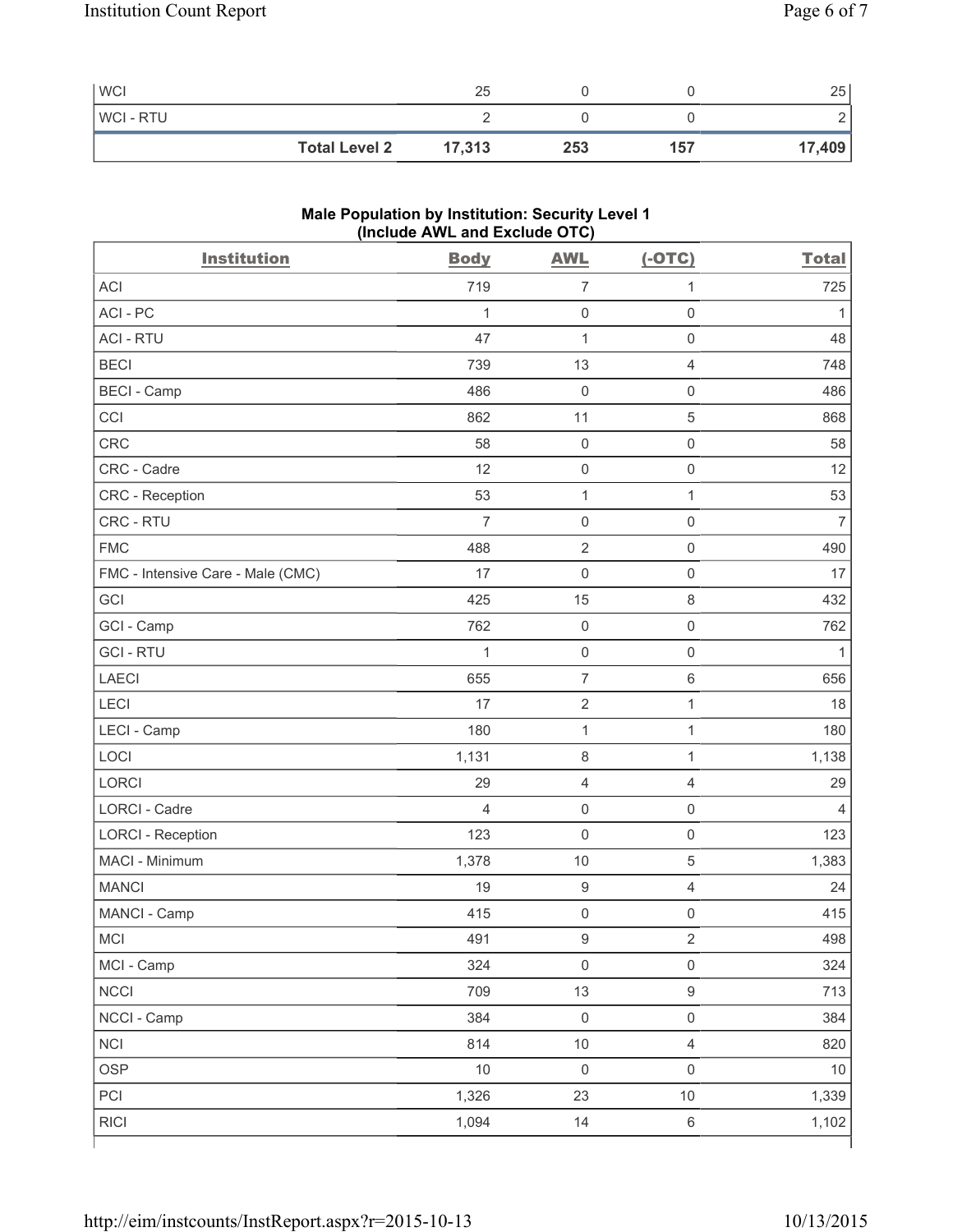| | Body | AWL | (-OTC) | Total |
|---|---|---|---|---|
| WCI | 25 | 0 | 0 | 25 |
| WCI - RTU | 2 | 0 | 0 | 2 |
| **Total Level 2** | **17,313** | **253** | **157** | **17,409** |

**Male Population by Institution: Security Level 1**
**(Include AWL and Exclude OTC)**

| Institution | Body | AWL | (-OTC) | Total |
|---|---|---|---|---|
| ACI | 719 | 7 | 1 | 725 |
| ACI - PC | 1 | 0 | 0 | 1 |
| ACI - RTU | 47 | 1 | 0 | 48 |
| BECI | 739 | 13 | 4 | 748 |
| BECI - Camp | 486 | 0 | 0 | 486 |
| CCI | 862 | 11 | 5 | 868 |
| CRC | 58 | 0 | 0 | 58 |
| CRC - Cadre | 12 | 0 | 0 | 12 |
| CRC - Reception | 53 | 1 | 1 | 53 |
| CRC - RTU | 7 | 0 | 0 | 7 |
| FMC | 488 | 2 | 0 | 490 |
| FMC - Intensive Care - Male (CMC) | 17 | 0 | 0 | 17 |
| GCI | 425 | 15 | 8 | 432 |
| GCI - Camp | 762 | 0 | 0 | 762 |
| GCI - RTU | 1 | 0 | 0 | 1 |
| LAECI | 655 | 7 | 6 | 656 |
| LECI | 17 | 2 | 1 | 18 |
| LECI - Camp | 180 | 1 | 1 | 180 |
| LOCI | 1,131 | 8 | 1 | 1,138 |
| LORCI | 29 | 4 | 4 | 29 |
| LORCI - Cadre | 4 | 0 | 0 | 4 |
| LORCI - Reception | 123 | 0 | 0 | 123 |
| MACI - Minimum | 1,378 | 10 | 5 | 1,383 |
| MANCI | 19 | 9 | 4 | 24 |
| MANCI - Camp | 415 | 0 | 0 | 415 |
| MCI | 491 | 9 | 2 | 498 |
| MCI - Camp | 324 | 0 | 0 | 324 |
| NCCI | 709 | 13 | 9 | 713 |
| NCCI - Camp | 384 | 0 | 0 | 384 |
| NCI | 814 | 10 | 4 | 820 |
| OSP | 10 | 0 | 0 | 10 |
| PCI | 1,326 | 23 | 10 | 1,339 |
| RICI | 1,094 | 14 | 6 | 1,102 |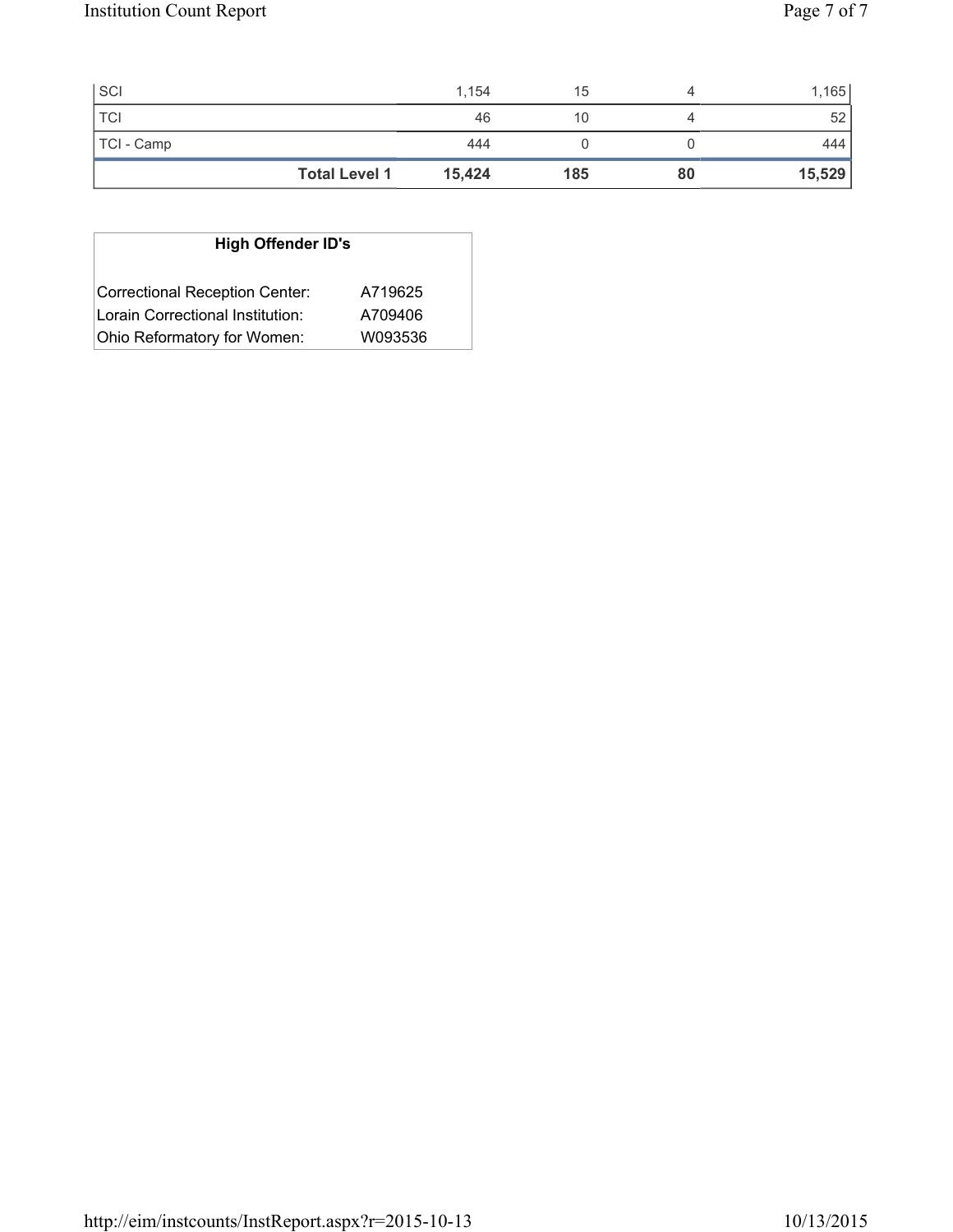| | | | | |
|---|---|---|---|---|
| SCI | 1,154 | 15 | 4 | 1,165 |
| TCI | 46 | 10 | 4 | 52 |
| TCI - Camp | 444 | 0 | 0 | 444 |
| **Total Level 1** | **15,424** | **185** | **80** | **15,529** |

| **High Offender ID's** | |
|---|---|
| Correctional Reception Center: | A719625 |
| Lorain Correctional Institution: | A709406 |
| Ohio Reformatory for Women: | W093536 |